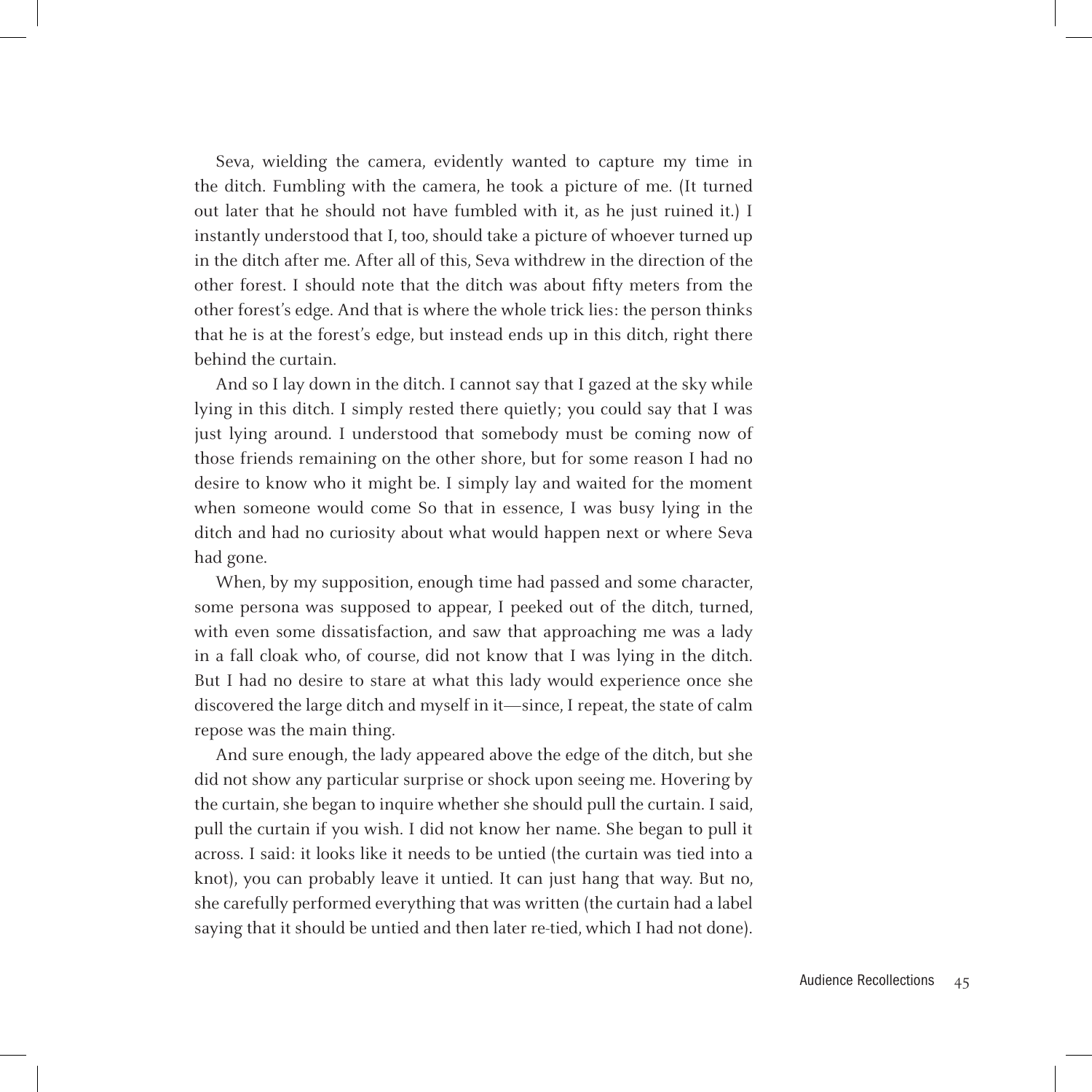Seva, wielding the camera, evidently wanted to capture my time in the ditch. Fumbling with the camera, he took a picture of me. (It turned out later that he should not have fumbled with it, as he just ruined it.) I instantly understood that I, too, should take a picture of whoever turned up in the ditch after me. After all of this, Seva withdrew in the direction of the other forest. I should note that the ditch was about fifty meters from the other forest's edge. And that is where the whole trick lies: the person thinks that he is at the forest's edge, but instead ends up in this ditch, right there behind the curtain.

And so I lay down in the ditch. I cannot say that I gazed at the sky while lying in this ditch. I simply rested there quietly; you could say that I was just lying around. I understood that somebody must be coming now of those friends remaining on the other shore, but for some reason I had no desire to know who it might be. I simply lay and waited for the moment when someone would come So that in essence, I was busy lying in the ditch and had no curiosity about what would happen next or where Seva had gone.

When, by my supposition, enough time had passed and some character, some persona was supposed to appear, I peeked out of the ditch, turned, with even some dissatisfaction, and saw that approaching me was a lady in a fall cloak who, of course, did not know that I was lying in the ditch. But I had no desire to stare at what this lady would experience once she discovered the large ditch and myself in it—since, I repeat, the state of calm repose was the main thing.

And sure enough, the lady appeared above the edge of the ditch, but she did not show any particular surprise or shock upon seeing me. Hovering by the curtain, she began to inquire whether she should pull the curtain. I said, pull the curtain if you wish. I did not know her name. She began to pull it across. I said: it looks like it needs to be untied (the curtain was tied into a knot), you can probably leave it untied. It can just hang that way. But no, she carefully performed everything that was written (the curtain had a label saying that it should be untied and then later re-tied, which I had not done).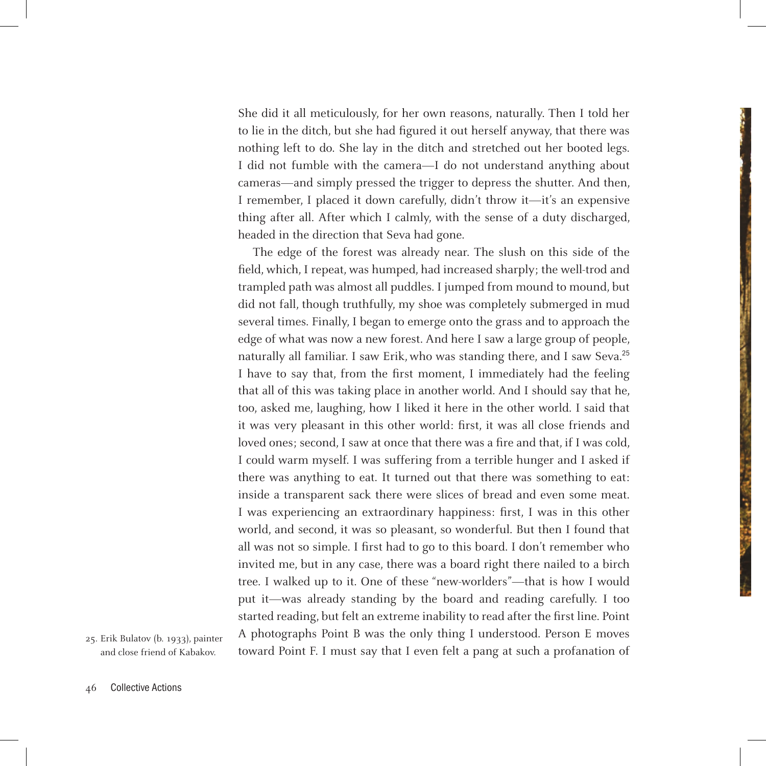She did it all meticulously, for her own reasons, naturally. Then I told her to lie in the ditch, but she had figured it out herself anyway, that there was nothing left to do. She lay in the ditch and stretched out her booted legs. I did not fumble with the camera—I do not understand anything about cameras—and simply pressed the trigger to depress the shutter. And then, I remember, I placed it down carefully, didn't throw it—it's an expensive thing after all. After which I calmly, with the sense of a duty discharged, headed in the direction that Seva had gone.

The edge of the forest was already near. The slush on this side of the field, which, I repeat, was humped, had increased sharply; the well-trod and trampled path was almost all puddles. I jumped from mound to mound, but did not fall, though truthfully, my shoe was completely submerged in mud several times. Finally, I began to emerge onto the grass and to approach the edge of what was now a new forest. And here I saw a large group of people, naturally all familiar. I saw Erik, who was standing there, and I saw Seva.[25] I have to say that, from the first moment, I immediately had the feeling that all of this was taking place in another world. And I should say that he, too, asked me, laughing, how I liked it here in the other world. I said that it was very pleasant in this other world: first, it was all close friends and loved ones; second, I saw at once that there was a fire and that, if I was cold, I could warm myself. I was suffering from a terrible hunger and I asked if there was anything to eat. It turned out that there was something to eat: inside a transparent sack there were slices of bread and even some meat. I was experiencing an extraordinary happiness: first, I was in this other world, and second, it was so pleasant, so wonderful. But then I found that all was not so simple. I first had to go to this board. I don't remember who invited me, but in any case, there was a board right there nailed to a birch tree. I walked up to it. One of these "new-worlders"—that is how I would put it—was already standing by the board and reading carefully. I too started reading, but felt an extreme inability to read after the first line. Point A photographs Point B was the only thing I understood. Person E moves toward Point F. I must say that I even felt a pang at such a profanation of

25. Erik Bulatov (b. 1933), painter and close friend of Kabakov.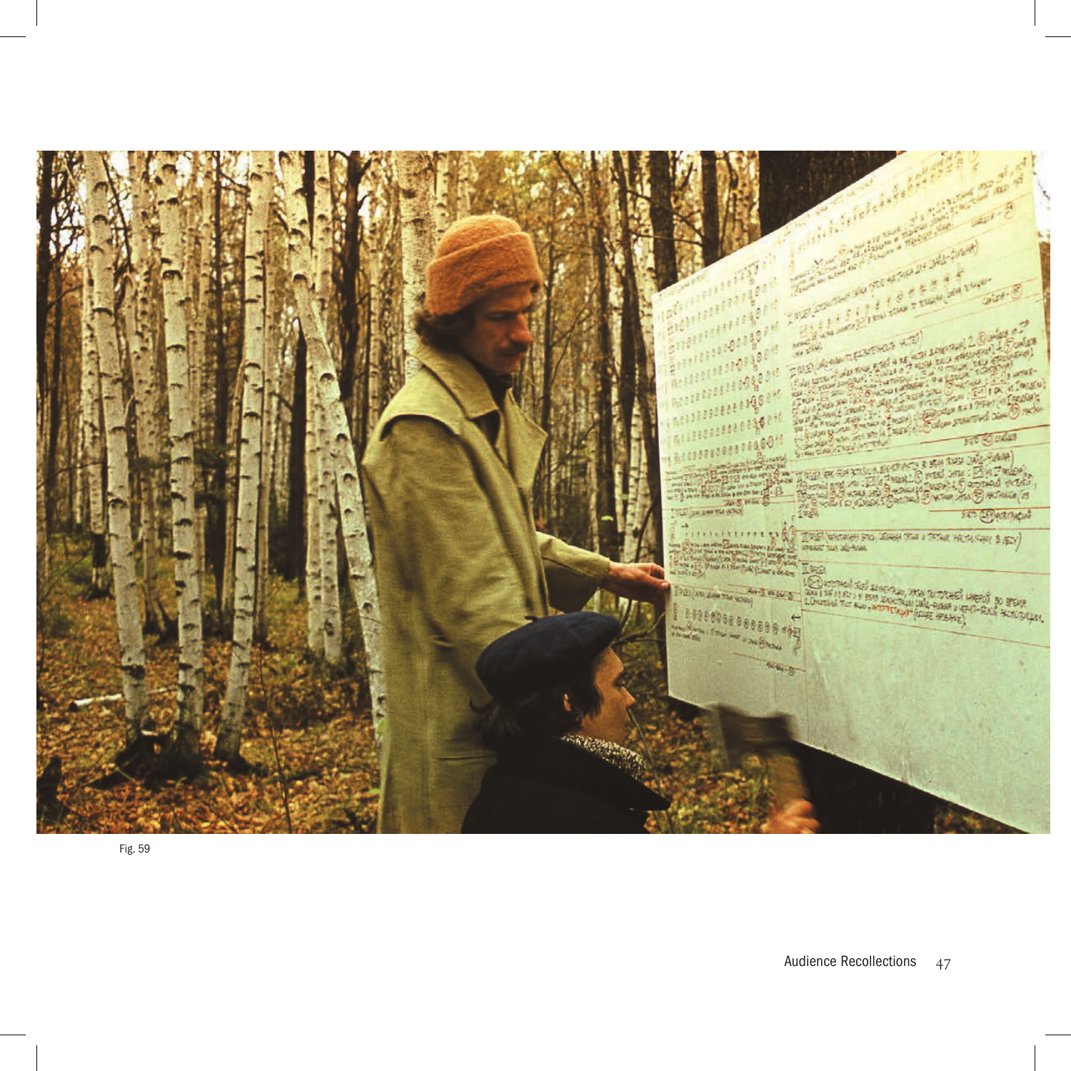Fig. 59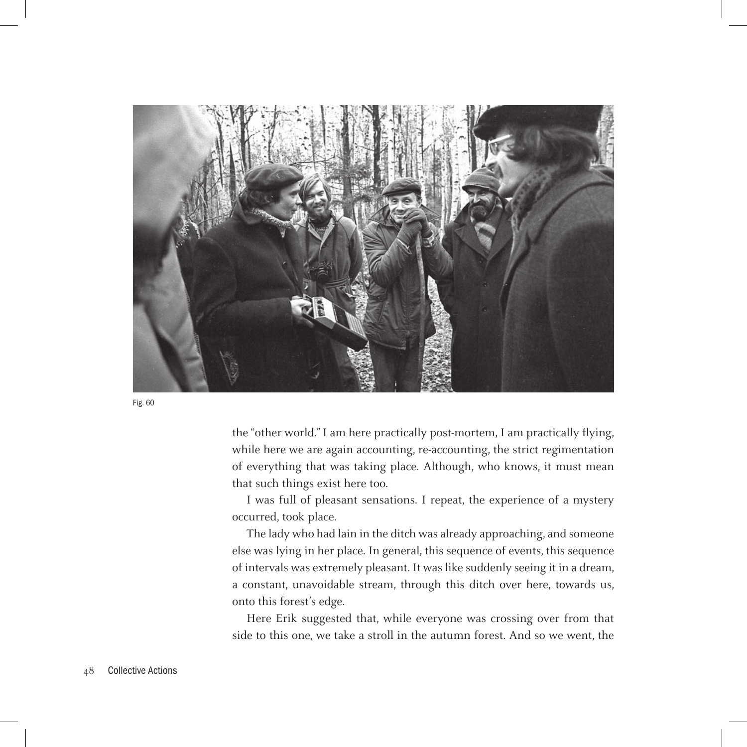Fig. 60

the "other world." I am here practically post-mortem, I am practically flying, while here we are again accounting, re-accounting, the strict regimentation of everything that was taking place. Although, who knows, it must mean that such things exist here too.

I was full of pleasant sensations. I repeat, the experience of a mystery occurred, took place.

The lady who had lain in the ditch was already approaching, and someone else was lying in her place. In general, this sequence of events, this sequence of intervals was extremely pleasant. It was like suddenly seeing it in a dream, a constant, unavoidable stream, through this ditch over here, towards us, onto this forest's edge.

Here Erik suggested that, while everyone was crossing over from that side to this one, we take a stroll in the autumn forest. And so we went, the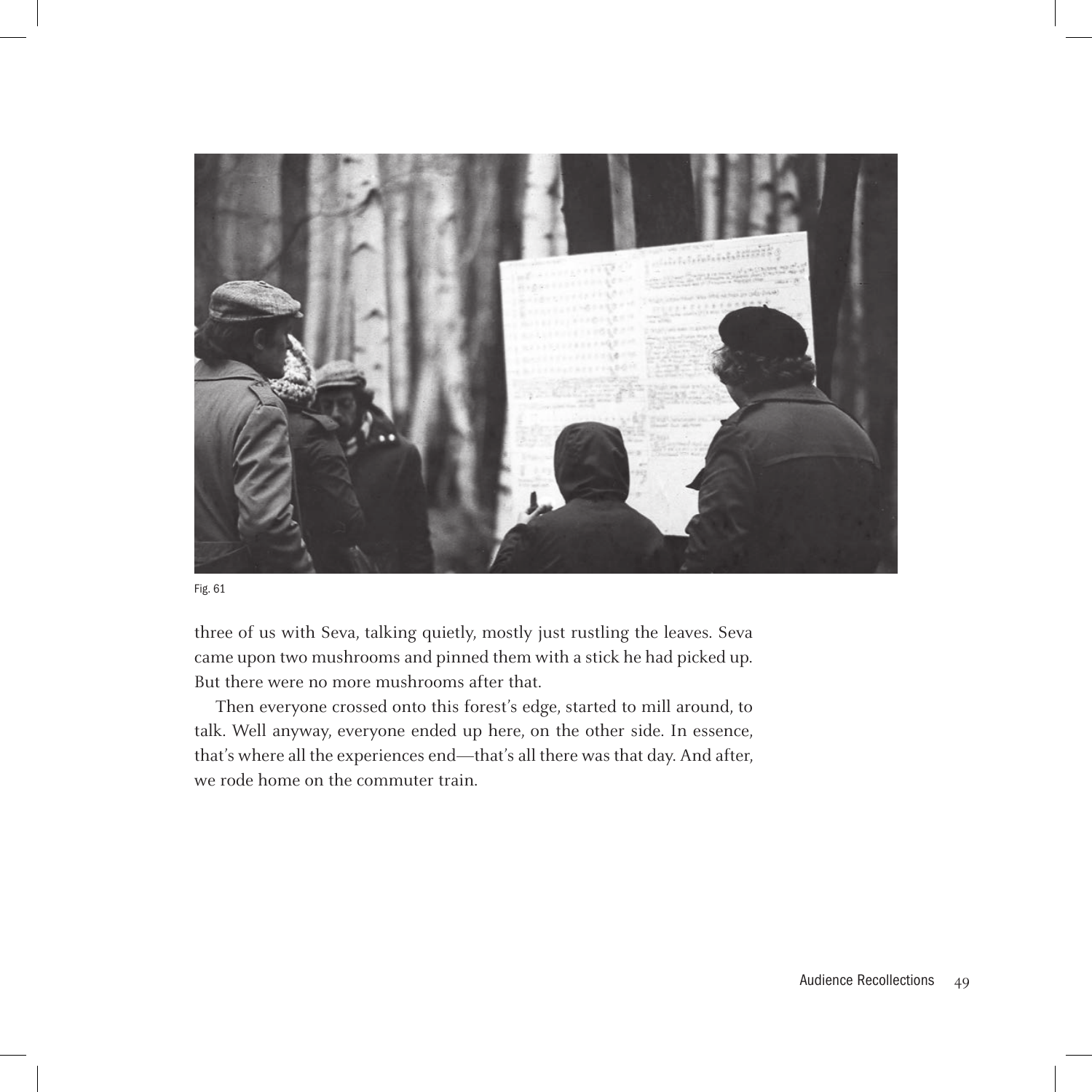Fig. 61

three of us with Seva, talking quietly, mostly just rustling the leaves. Seva came upon two mushrooms and pinned them with a stick he had picked up. But there were no more mushrooms after that.

Then everyone crossed onto this forest's edge, started to mill around, to talk. Well anyway, everyone ended up here, on the other side. In essence, that's where all the experiences end—that's all there was that day. And after, we rode home on the commuter train.